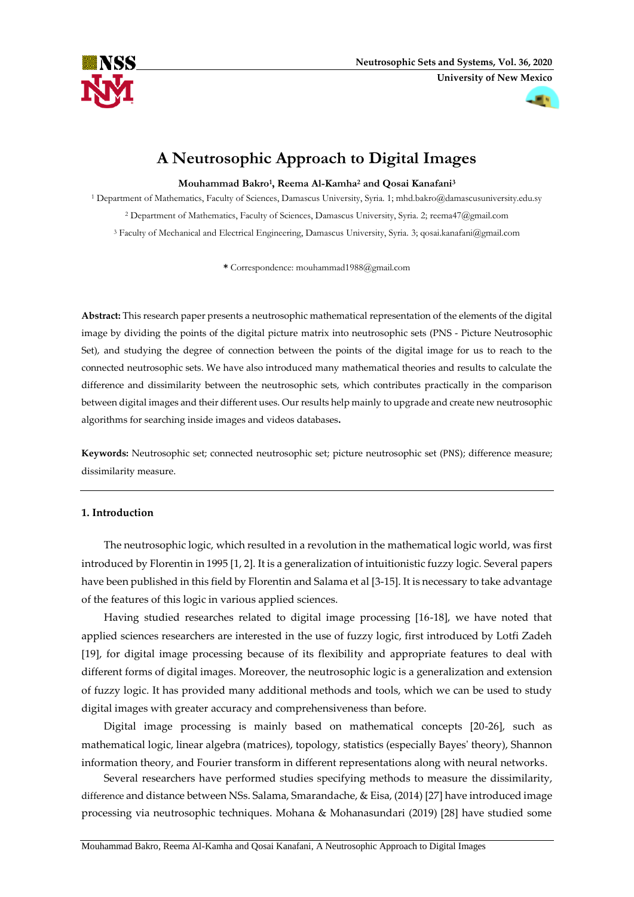# A Neutrosophic Approach to Digital Images

**Mouhammad Bakro[1], Reema Al-Kamha[2] and Qosai Kanafani[3]**

[1] Department of Mathematics, Faculty of Sciences, Damascus University, Syria. 1; mhd.bakro@damascusuniversity.edu.sy

[2] Department of Mathematics, Faculty of Sciences, Damascus University, Syria. 2; reema47@gmail.com

[3] Faculty of Mechanical and Electrical Engineering, Damascus University, Syria. 3; qosai.kanafani@gmail.com

**\*** Correspondence: mouhammad1988@gmail.com

**Abstract:** This research paper presents a neutrosophic mathematical representation of the elements of the digital image by dividing the points of the digital picture matrix into neutrosophic sets (PNS - Picture Neutrosophic Set), and studying the degree of connection between the points of the digital image for us to reach to the connected neutrosophic sets. We have also introduced many mathematical theories and results to calculate the difference and dissimilarity between the neutrosophic sets, which contributes practically in the comparison between digital images and their different uses. Our results help mainly to upgrade and create new neutrosophic algorithms for searching inside images and videos databases**.**

**Keywords:** Neutrosophic set; connected neutrosophic set; picture neutrosophic set (PNS); difference measure; dissimilarity measure.

## 1. Introduction

The neutrosophic logic, which resulted in a revolution in the mathematical logic world, was first introduced by Florentin in 1995 [1, 2]. It is a generalization of intuitionistic fuzzy logic. Several papers have been published in this field by Florentin and Salama et al [3-15]. It is necessary to take advantage of the features of this logic in various applied sciences.

Having studied researches related to digital image processing [16-18], we have noted that applied sciences researchers are interested in the use of fuzzy logic, first introduced by Lotfi Zadeh [19], for digital image processing because of its flexibility and appropriate features to deal with different forms of digital images. Moreover, the neutrosophic logic is a generalization and extension of fuzzy logic. It has provided many additional methods and tools, which we can be used to study digital images with greater accuracy and comprehensiveness than before.

Digital image processing is mainly based on mathematical concepts [20-26], such as mathematical logic, linear algebra (matrices), topology, statistics (especially Bayes' theory), Shannon information theory, and Fourier transform in different representations along with neural networks.

Several researchers have performed studies specifying methods to measure the dissimilarity, difference and distance between NSs. Salama, Smarandache, & Eisa, (2014) [27] have introduced image processing via neutrosophic techniques. Mohana & Mohanasundari (2019) [28] have studied some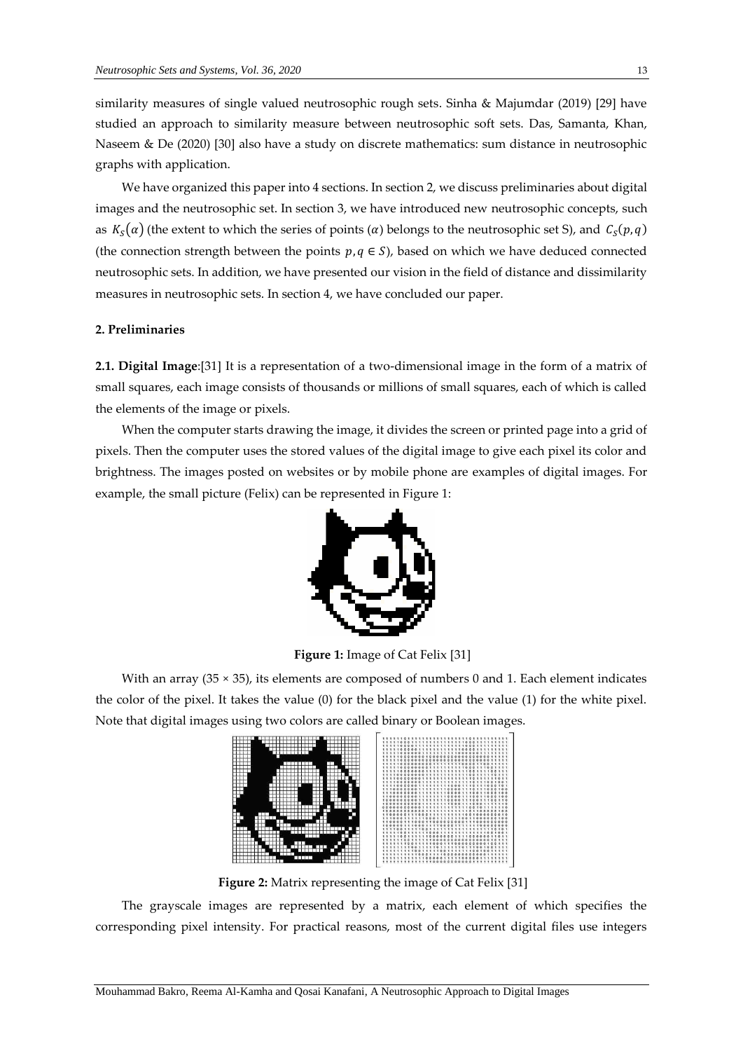similarity measures of single valued neutrosophic rough sets. Sinha & Majumdar (2019) [29] have studied an approach to similarity measure between neutrosophic soft sets. Das, Samanta, Khan, Naseem & De (2020) [30] also have a study on discrete mathematics: sum distance in neutrosophic graphs with application.

We have organized this paper into 4 sections. In section 2, we discuss preliminaries about digital images and the neutrosophic set. In section 3, we have introduced new neutrosophic concepts, such as $K_S(\alpha)$ (the extent to which the series of points ($\alpha$) belongs to the neutrosophic set S), and $C_S(p,q)$ (the connection strength between the points $p, q \in S$), based on which we have deduced connected neutrosophic sets. In addition, we have presented our vision in the field of distance and dissimilarity measures in neutrosophic sets. In section 4, we have concluded our paper.

## 2. Preliminaries

**2.1. Digital Image**:[31] It is a representation of a two-dimensional image in the form of a matrix of small squares, each image consists of thousands or millions of small squares, each of which is called the elements of the image or pixels.

When the computer starts drawing the image, it divides the screen or printed page into a grid of pixels. Then the computer uses the stored values of the digital image to give each pixel its color and brightness. The images posted on websites or by mobile phone are examples of digital images. For example, the small picture (Felix) can be represented in Figure 1:

**Figure 1:** Image of Cat Felix [31]

With an array (35 × 35), its elements are composed of numbers 0 and 1. Each element indicates the color of the pixel. It takes the value (0) for the black pixel and the value (1) for the white pixel. Note that digital images using two colors are called binary or Boolean images.

**Figure 2:** Matrix representing the image of Cat Felix [31]

The grayscale images are represented by a matrix, each element of which specifies the corresponding pixel intensity. For practical reasons, most of the current digital files use integers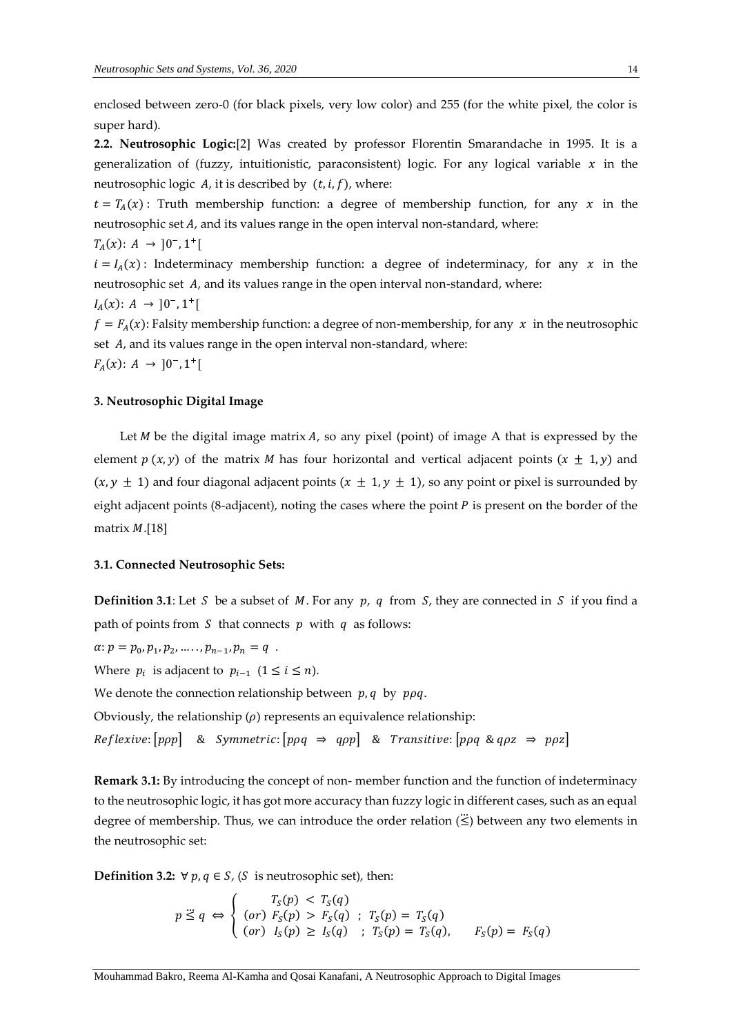enclosed between zero-0 (for black pixels, very low color) and 255 (for the white pixel, the color is super hard).

**2.2. Neutrosophic Logic:**[2] Was created by professor Florentin Smarandache in 1995. It is a generalization of (fuzzy, intuitionistic, paraconsistent) logic. For any logical variable $x$ in the neutrosophic logic $A$, it is described by $(t, i, f)$, where:

$t = T_A(x)$ : Truth membership function: a degree of membership function, for any $x$ in the neutrosophic set $A$, and its values range in the open interval non-standard, where:

$T_A(x)\colon A \rightarrow \,]0^-, 1^+[$

$i = I_A(x)$ : Indeterminacy membership function: a degree of indeterminacy, for any $x$ in the neutrosophic set $A$, and its values range in the open interval non-standard, where:

$I_A(x)\colon A \rightarrow \,]0^-, 1^+[$

$f = F_A(x)$: Falsity membership function: a degree of non-membership, for any $x$ in the neutrosophic set $A$, and its values range in the open interval non-standard, where:

$F_A(x)\colon A \rightarrow \,]0^-, 1^+[$

### 3. Neutrosophic Digital Image

Let $M$ be the digital image matrix $A$, so any pixel (point) of image A that is expressed by the element $p\,(x, y)$ of the matrix $M$ has four horizontal and vertical adjacent points $(x \pm 1, y)$ and $(x, y \pm 1)$ and four diagonal adjacent points $(x \pm 1, y \pm 1)$, so any point or pixel is surrounded by eight adjacent points (8-adjacent), noting the cases where the point $P$ is present on the border of the matrix $M$.[18]

#### 3.1. Connected Neutrosophic Sets:

**Definition 3.1**: Let $S$ be a subset of $M$. For any $p,\ q$ from $S$, they are connected in $S$ if you find a path of points from $S$ that connects $p$ with $q$ as follows:

$\alpha\colon p = p_0, p_1, p_2, \ldots\ldots, p_{n-1}, p_n = q$ .

Where $p_i$ is adjacent to $p_{i-1}$ $(1 \leq i \leq n)$.

We denote the connection relationship between $p, q$ by $p\rho q$.

Obviously, the relationship $(\rho)$ represents an equivalence relationship:

$Reflexive\colon [p\rho p]$ & $Symmetric\colon [p\rho q \Rightarrow q\rho p]$ & $Transitive\colon [p\rho q \ \& \ q\rho z \Rightarrow p\rho z]$

**Remark 3.1:** By introducing the concept of non- member function and the function of indeterminacy to the neutrosophic logic, it has got more accuracy than fuzzy logic in different cases, such as an equal degree of membership. Thus, we can introduce the order relation ($\stackrel{..}{\leqq}$) between any two elements in the neutrosophic set:

**Definition 3.2:** $\forall\, p, q \in S$, ($S$ is neutrosophic set), then:

$$p \stackrel{..}{\leqq} q \Leftrightarrow \begin{cases} T_S(p) < T_S(q) \\ (or)\ F_S(p) > F_S(q) \ ;\ T_S(p) = T_S(q) \\ (or)\ I_S(p) \geq I_S(q) \ ;\ T_S(p) = T_S(q), \quad F_S(p) = F_S(q) \end{cases}$$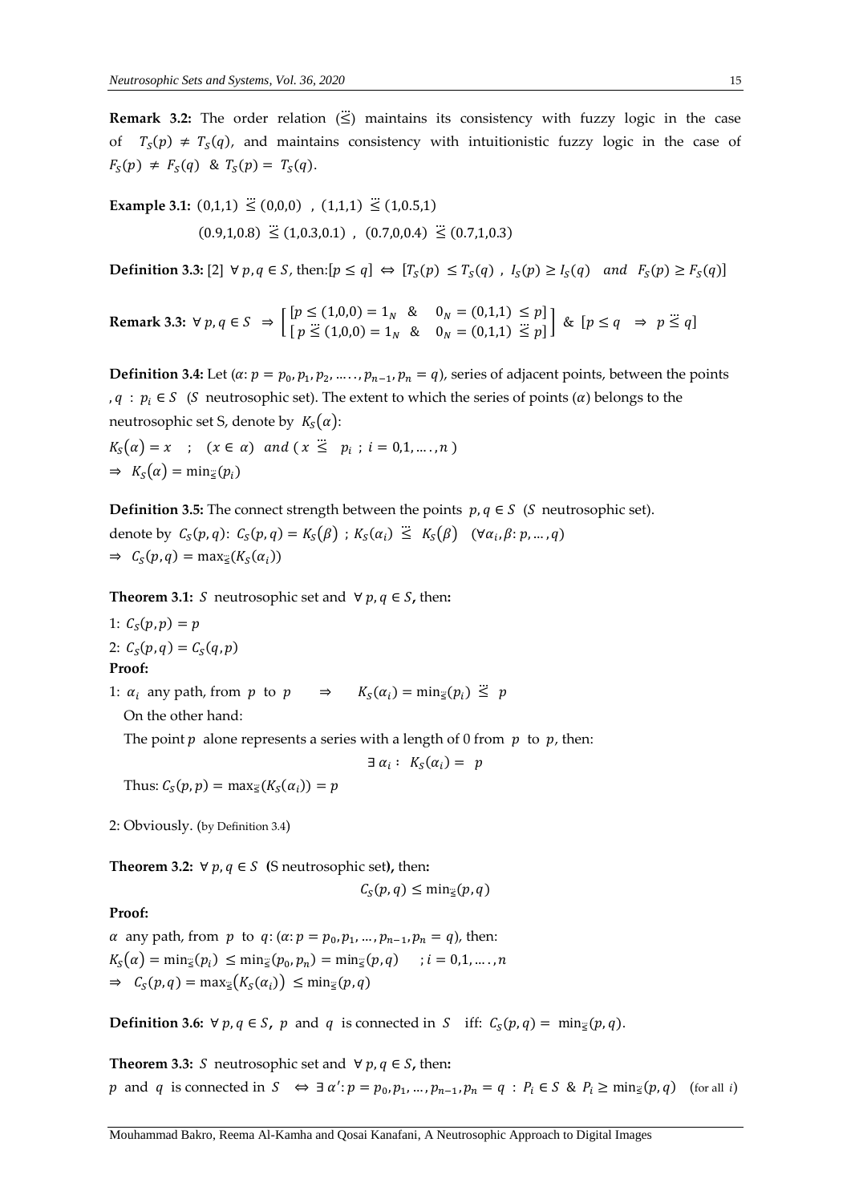**Remark 3.2:** The order relation ($\ddot{\leqq}$) maintains its consistency with fuzzy logic in the case of $T_S(p) \neq T_S(q)$, and maintains consistency with intuitionistic fuzzy logic in the case of $F_S(p) \neq F_S(q)$ & $T_S(p) = T_S(q)$.

**Example 3.1:** $(0,1,1) \ \ddot{\leqq} \ (0,0,0)$ , $(1,1,1) \ \ddot{\leqq} \ (1,0.5,1)$

$(0.9,1,0.8) \ \ddot{\leqq} \ (1,0.3,0.1)$ , $(0.7,0,0.4) \ \ddot{\leqq} \ (0.7,1,0.3)$

**Definition 3.3:** [2] $\forall\, p, q \in S$, then:$[p \leq q] \Leftrightarrow [T_S(p) \leq T_S(q)\ ,\ I_S(p) \geq I_S(q) \quad and \quad F_S(p) \geq F_S(q)]$

**Remark 3.3:** $\forall\, p, q \in S \ \Rightarrow \left[\begin{matrix} [p \leq (1,0,0) = 1_N \ \ \& \ \ 0_N = (0,1,1) \leq p] \\ [\,p \ \ddot{\leqq} \ (1,0,0) = 1_N \ \ \& \ \ 0_N = (0,1,1) \ \ddot{\leqq} \ p] \end{matrix}\right]$ & $[p \leq q \ \Rightarrow \ p \ \ddot{\leqq} \ q]$

**Definition 3.4:** Let $(\alpha: p = p_0, p_1, p_2, \dots, p_{n-1}, p_n = q)$, series of adjacent points, between the points $, q \ : \ p_i \in S$ ($S$ neutrosophic set). The extent to which the series of points ($\alpha$) belongs to the neutrosophic set S, denote by $K_S(\alpha)$:

$K_S(\alpha) = x \quad ; \quad (x \in \alpha) \ \ and \ (x \ \ddot{\leqq} \ \ p_i \ ; \ i = 0,1, \dots, n\,)$

$\Rightarrow \ K_S(\alpha) = \min_{\ddot{\leqq}}(p_i)$

**Definition 3.5:** The connect strength between the points $p, q \in S$ ($S$ neutrosophic set). denote by $C_S(p,q)$: $C_S(p,q) = K_S(\beta)$ ; $K_S(\alpha_i) \ \ddot{\leqq} \ K_S(\beta) \quad (\forall \alpha_i, \beta: p, \dots, q)$

$\Rightarrow \ C_S(p,q) = \max_{\ddot{\leqq}}(K_S(\alpha_i))$

**Theorem 3.1:** $S$ neutrosophic set and $\forall\, p, q \in S$**,** then**:**

1: $C_S(p,p) = p$

2: $C_S(p,q) = C_S(q,p)$

**Proof:**

1: $\alpha_i$ any path, from $p$ to $p \quad \Rightarrow \quad K_S(\alpha_i) = \min_{\ddot{\leqq}}(p_i) \ \ddot{\leqq} \ p$

On the other hand:

The point $p$ alone represents a series with a length of 0 from $p$ to $p$, then:

$$\exists\, \alpha_i : \ K_S(\alpha_i) = \ p$$

Thus: $C_S(p,p) = \max_{\ddot{\leqq}}(K_S(\alpha_i)) = p$

2: Obviously. (by Definition 3.4)

**Theorem 3.2:** $\forall\, p, q \in S$ **(**S neutrosophic set**),** then**:**

$$C_S(p,q) \leq \min_{\ddot{\leqq}}(p,q)$$

**Proof:**

$\alpha$ any path, from $p$ to $q$: $(\alpha: p = p_0, p_1, \dots, p_{n-1}, p_n = q)$, then:

$K_S(\alpha) = \min_{\ddot{\leqq}}(p_i) \leq \min_{\ddot{\leqq}}(p_0, p_n) = \min_{\ddot{\leqq}}(p,q) \quad ; i = 0,1, \dots, n$

$\Rightarrow \ C_S(p,q) = \max_{\ddot{\leqq}}(K_S(\alpha_i)) \leq \min_{\ddot{\leqq}}(p,q)$

**Definition 3.6:** $\forall\, p, q \in S$, $p$ and $q$ is connected in $S$ iff: $C_S(p,q) = \min_{\ddot{\leqq}}(p,q)$.

**Theorem 3.3:** $S$ neutrosophic set and $\forall\, p, q \in S$**,** then**:**

$p$ and $q$ is connected in $S \ \Leftrightarrow \exists\, \alpha' : p = p_0, p_1, \dots, p_{n-1}, p_n = q \ : \ P_i \in S \ \& \ P_i \geq \min_{\ddot{\leqq}}(p,q)$ (for all $i$)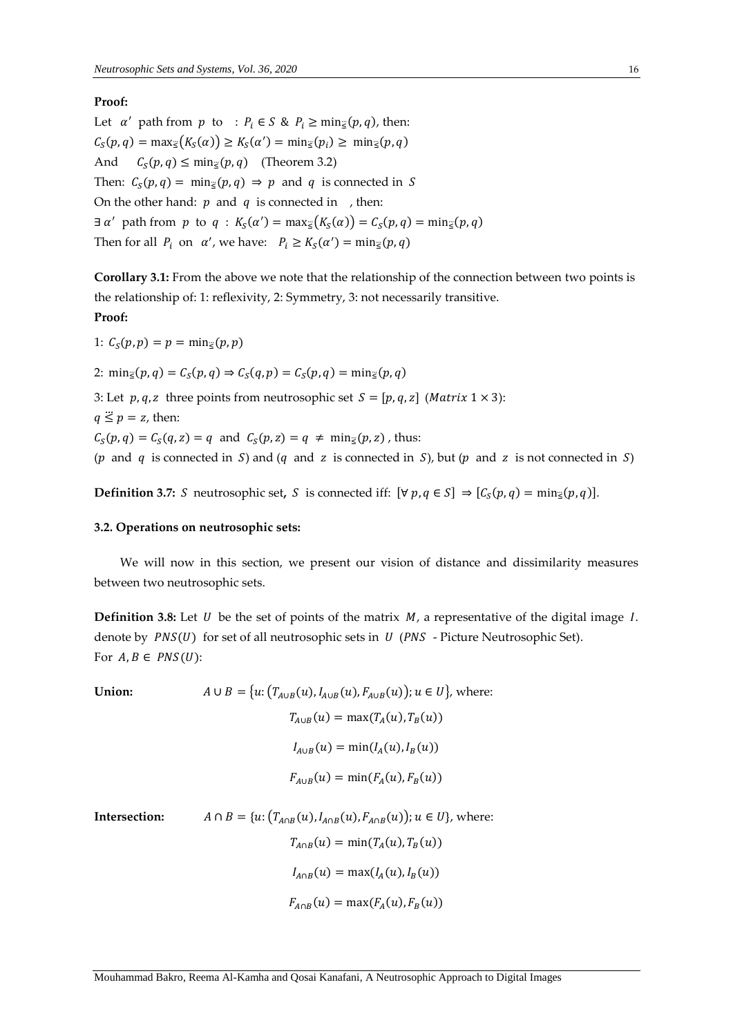**Proof:**

Let $\alpha'$ path from $p$ to : $P_i \in S$ & $P_i \geq \min_{\ddot{\leq}}(p,q)$, then:

$C_S(p,q) = \max_{\ddot{\leq}}(K_S(\alpha)) \geq K_S(\alpha') = \min_{\ddot{\leq}}(p_i) \geq \min_{\ddot{\leq}}(p,q)$

And $\quad C_S(p,q) \leq \min_{\ddot{\leq}}(p,q)$ (Theorem 3.2)

Then: $C_S(p,q) = \min_{\ddot{\leq}}(p,q) \Rightarrow p$ and $q$ is connected in $S$

On the other hand: $p$ and $q$ is connected in , then:

$\exists\, \alpha'$ path from $p$ to $q$ : $K_S(\alpha') = \max_{\ddot{\leq}}(K_S(\alpha)) = C_S(p,q) = \min_{\ddot{\leq}}(p,q)$

Then for all $P_i$ on $\alpha'$, we have: $P_i \geq K_S(\alpha') = \min_{\ddot{\leq}}(p,q)$

**Corollary 3.1:** From the above we note that the relationship of the connection between two points is the relationship of: 1: reflexivity, 2: Symmetry, 3: not necessarily transitive.

**Proof:**

1: $C_S(p,p) = p = \min_{\ddot{\leq}}(p,p)$

2: $\min_{\ddot{\leq}}(p,q) = C_S(p,q) \Rightarrow C_S(q,p) = C_S(p,q) = \min_{\ddot{\leq}}(p,q)$

3: Let $p, q, z$ three points from neutrosophic set $S = [p, q, z]$ ($Matrix\ 1 \times 3$):

$q \ddot{\leq} p = z$, then:

$C_S(p,q) = C_S(q,z) = q$ and $C_S(p,z) = q \neq \min_{\ddot{\leq}}(p,z)$ , thus:

($p$ and $q$ is connected in $S$) and ($q$ and $z$ is connected in $S$), but ($p$ and $z$ is not connected in $S$)

**Definition 3.7:** $S$ neutrosophic set**,** $S$ is connected iff: $[\forall\, p, q \in S] \Rightarrow [C_S(p,q) = \min_{\ddot{\leq}}(p,q)]$.

### 3.2. Operations on neutrosophic sets:

We will now in this section, we present our vision of distance and dissimilarity measures between two neutrosophic sets.

**Definition 3.8:** Let $U$ be the set of points of the matrix $M$, a representative of the digital image $I$. denote by $PNS(U)$ for set of all neutrosophic sets in $U$ ($PNS$ - Picture Neutrosophic Set).
For $A, B \in PNS(U)$:

**Union:** $A \cup B = \{u : (T_{A\cup B}(u), I_{A\cup B}(u), F_{A\cup B}(u)); u \in U\}$, where:

$$T_{A\cup B}(u) = \max(T_A(u), T_B(u))$$

$$I_{A\cup B}(u) = \min(I_A(u), I_B(u))$$

$$F_{A\cup B}(u) = \min(F_A(u), F_B(u))$$

**Intersection:** $A \cap B = \{u : (T_{A\cap B}(u), I_{A\cap B}(u), F_{A\cap B}(u)); u \in U\}$, where:

$$T_{A\cap B}(u) = \min(T_A(u), T_B(u))$$

$$I_{A\cap B}(u) = \max(I_A(u), I_B(u))$$

$$F_{A\cap B}(u) = \max(F_A(u), F_B(u))$$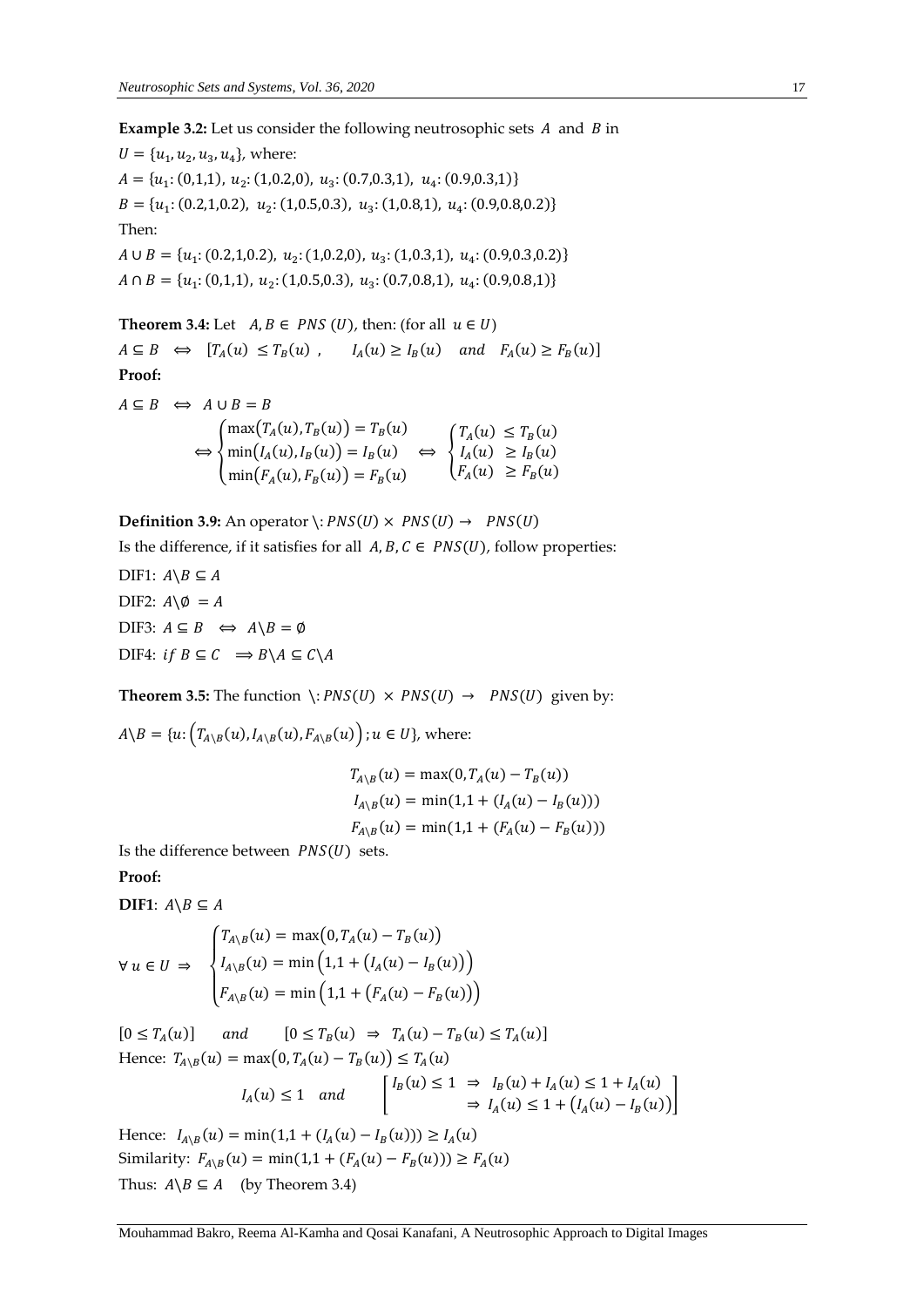**Example 3.2:** Let us consider the following neutrosophic sets $A$ and $B$ in $U = \{u_1, u_2, u_3, u_4\}$, where:

$A = \{u_1: (0,1,1),\ u_2: (1,0.2,0),\ u_3: (0.7,0.3,1),\ u_4: (0.9,0.3,1)\}$

$B = \{u_1: (0.2,1,0.2),\ u_2: (1,0.5,0.3),\ u_3: (1,0.8,1),\ u_4: (0.9,0.8,0.2)\}$

Then:

$A \cup B = \{u_1: (0.2,1,0.2),\ u_2: (1,0.2,0),\ u_3: (1,0.3,1),\ u_4: (0.9,0.3,0.2)\}$

$A \cap B = \{u_1: (0,1,1),\ u_2: (1,0.5,0.3),\ u_3: (0.7,0.8,1),\ u_4: (0.9,0.8,1)\}$

**Theorem 3.4:** Let $A, B \in PNS(U)$, then: (for all $u \in U$)

$A \subseteq B \iff [T_A(u) \le T_B(u)\ ,\quad I_A(u) \ge I_B(u) \quad and \quad F_A(u) \ge F_B(u)]$

**Proof:**

$$A \subseteq B \iff A \cup B = B$$

$$\iff \begin{cases} \max\big(T_A(u), T_B(u)\big) = T_B(u) \\ \min\big(I_A(u), I_B(u)\big) = I_B(u) \\ \min\big(F_A(u), F_B(u)\big) = F_B(u) \end{cases} \iff \begin{cases} T_A(u) \le T_B(u) \\ I_A(u) \ge I_B(u) \\ F_A(u) \ge F_B(u) \end{cases}$$

**Definition 3.9:** An operator $\backslash : PNS(U) \times PNS(U) \to PNS(U)$

Is the difference, if it satisfies for all $A, B, C \in PNS(U)$, follow properties:

DIF1: $A \backslash B \subseteq A$

DIF2: $A \backslash \emptyset = A$

DIF3: $A \subseteq B \iff A \backslash B = \emptyset$

DIF4: $if\ B \subseteq C \implies B \backslash A \subseteq C \backslash A$

**Theorem 3.5:** The function $\backslash : PNS(U) \times PNS(U) \to PNS(U)$ given by:

$A \backslash B = \{u: \big(T_{A\backslash B}(u), I_{A\backslash B}(u), F_{A\backslash B}(u)\big); u \in U\}$, where:

$$T_{A\backslash B}(u) = \max(0, T_A(u) - T_B(u))$$
$$I_{A\backslash B}(u) = \min(1, 1 + (I_A(u) - I_B(u)))$$
$$F_{A\backslash B}(u) = \min(1, 1 + (F_A(u) - F_B(u)))$$

Is the difference between $PNS(U)$ sets.

**Proof:**

**DIF1**: $A \backslash B \subseteq A$

$$\forall\, u \in U \implies \begin{cases} T_{A\backslash B}(u) = \max\big(0, T_A(u) - T_B(u)\big) \\ I_{A\backslash B}(u) = \min\Big(1, 1 + \big(I_A(u) - I_B(u)\big)\Big) \\ F_{A\backslash B}(u) = \min\Big(1, 1 + \big(F_A(u) - F_B(u)\big)\Big) \end{cases}$$

$[0 \le T_A(u)] \quad and \quad [0 \le T_B(u) \implies T_A(u) - T_B(u) \le T_A(u)]$

Hence: $T_{A\backslash B}(u) = \max\big(0, T_A(u) - T_B(u)\big) \le T_A(u)$

$$I_A(u) \le 1 \quad and \quad \left[\begin{array}{l} I_B(u) \le 1 \implies I_B(u) + I_A(u) \le 1 + I_A(u) \\ \qquad\qquad\ \implies I_A(u) \le 1 + \big(I_A(u) - I_B(u)\big) \end{array}\right]$$

Hence: $I_{A\backslash B}(u) = \min(1, 1 + (I_A(u) - I_B(u))) \ge I_A(u)$

Similarity: $F_{A\backslash B}(u) = \min(1, 1 + (F_A(u) - F_B(u))) \ge F_A(u)$

Thus: $A \backslash B \subseteq A$ (by Theorem 3.4)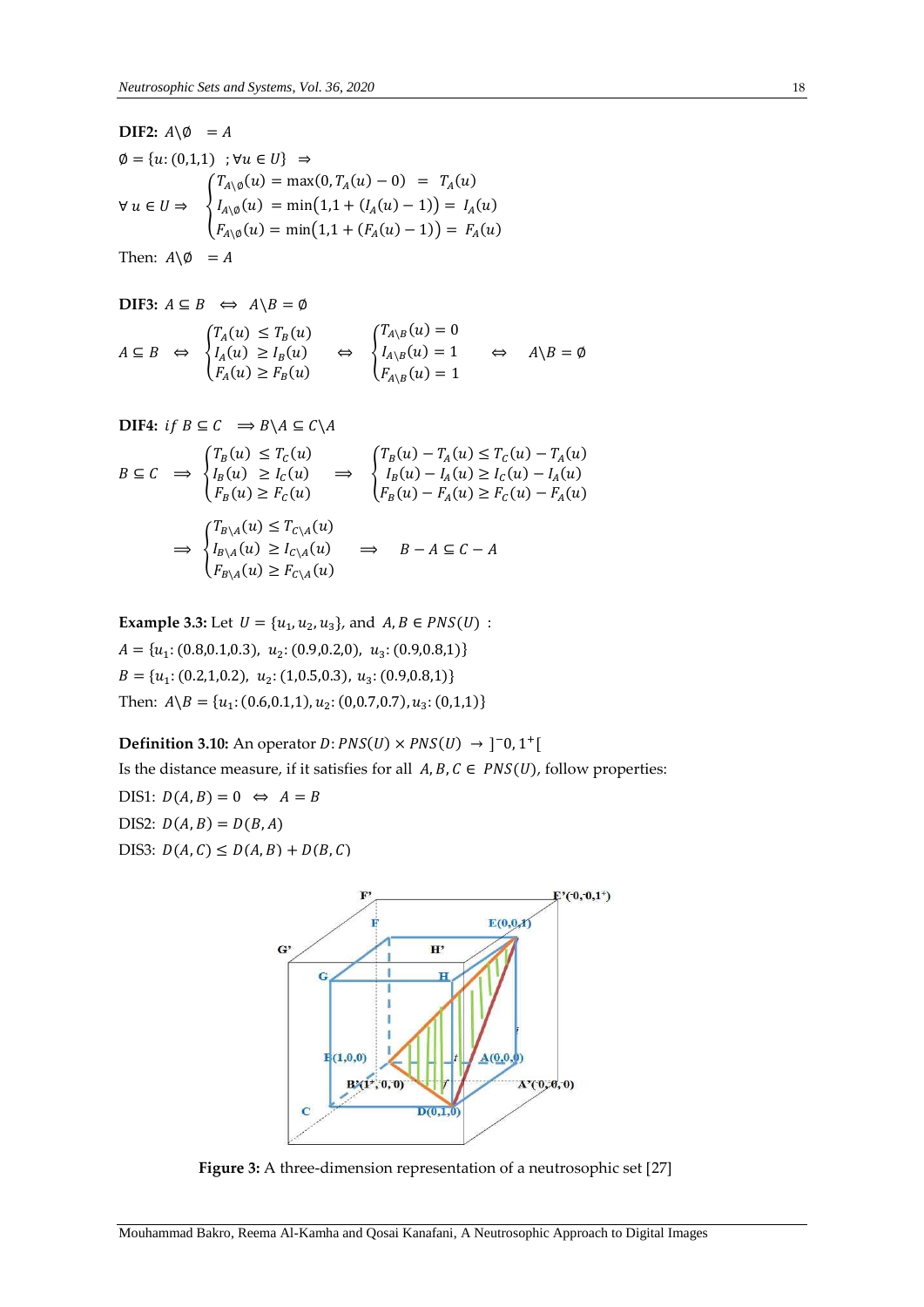**DIF2:** $A \backslash \emptyset \; = A$

$\emptyset = \{u: (0,1,1) \;\; ; \forall u \in U\} \;\; \Rightarrow$

$$\forall\, u \in U \Rightarrow \;\; \begin{cases} T_{A\backslash\emptyset}(u) = \max(0, T_A(u) - 0) \;\; = \;\; T_A(u) \\ I_{A\backslash\emptyset}(u) \; = \min\big(1, 1 + (I_A(u) - 1)\big) = \; I_A(u) \\ F_{A\backslash\emptyset}(u) = \min\big(1, 1 + (F_A(u) - 1)\big) = \; F_A(u) \end{cases}$$

Then: $A \backslash \emptyset \; = A$

**DIF3:** $A \subseteq B \;\; \Leftrightarrow \;\; A \backslash B = \emptyset$

$$A \subseteq B \;\; \Leftrightarrow \;\; \begin{cases} T_A(u) \; \leq T_B(u) \\ I_A(u) \; \geq I_B(u) \\ F_A(u) \geq F_B(u) \end{cases} \;\; \Leftrightarrow \;\; \begin{cases} T_{A\backslash B}(u) = 0 \\ I_{A\backslash B}(u) = 1 \\ F_{A\backslash B}(u) = 1 \end{cases} \;\; \Leftrightarrow \;\; A \backslash B = \emptyset$$

**DIF4:** $if \; B \subseteq C \;\; \Longrightarrow B \backslash A \subseteq C \backslash A$

$$B \subseteq C \;\; \Longrightarrow \begin{cases} T_B(u) \; \leq T_C(u) \\ I_B(u) \; \geq I_C(u) \\ F_B(u) \geq F_C(u) \end{cases} \;\; \Longrightarrow \;\; \begin{cases} T_B(u) - T_A(u) \leq T_C(u) - T_A(u) \\ I_B(u) - I_A(u) \geq I_C(u) - I_A(u) \\ F_B(u) - F_A(u) \geq F_C(u) - F_A(u) \end{cases}$$

$$\Longrightarrow \begin{cases} T_{B\backslash A}(u) \leq T_{C\backslash A}(u) \\ I_{B\backslash A}(u) \; \geq I_{C\backslash A}(u) \\ F_{B\backslash A}(u) \geq F_{C\backslash A}(u) \end{cases} \;\; \Longrightarrow \;\; B - A \subseteq C - A$$

**Example 3.3:** Let $U = \{u_1, u_2, u_3\}$, and $A, B \in PNS(U)$ :

$A = \{u_1: (0.8, 0.1, 0.3), \;\; u_2: (0.9, 0.2, 0), \;\; u_3: (0.9, 0.8, 1)\}$

$B = \{u_1: (0.2, 1, 0.2), \;\; u_2: (1, 0.5, 0.3), \;\; u_3: (0.9, 0.8, 1)\}$

Then: $A \backslash B = \{u_1: (0.6, 0.1, 1), u_2: (0, 0.7, 0.7), u_3: (0, 1, 1)\}$

**Definition 3.10:** An operator $D: PNS(U) \times PNS(U) \;\; \rightarrow \; ]^{-}0, 1^{+}[$

Is the distance measure, if it satisfies for all $A, B, C \in PNS(U)$, follow properties:

DIS1: $D(A, B) = 0 \;\; \Leftrightarrow \;\; A = B$

DIS2: $D(A, B) = D(B, A)$

DIS3: $D(A, C) \leq D(A, B) + D(B, C)$

**Figure 3:** A three-dimension representation of a neutrosophic set [27]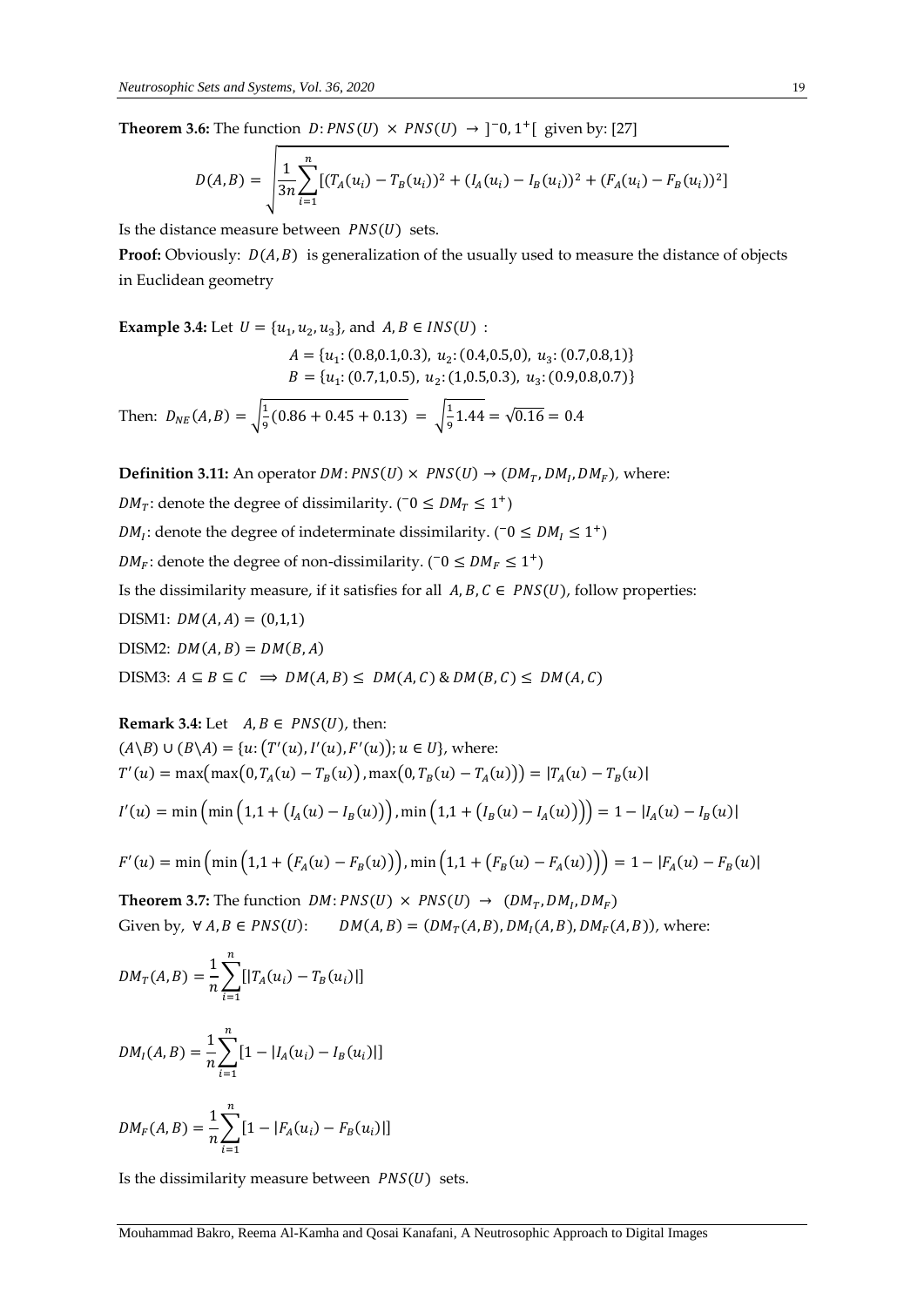**Theorem 3.6:** The function $D: PNS(U) \times PNS(U) \rightarrow \,]^{-}0, 1^{+}[$ given by: [27]

$$D(A,B) = \sqrt{\frac{1}{3n}\sum_{i=1}^{n}[(T_A(u_i) - T_B(u_i))^2 + (I_A(u_i) - I_B(u_i))^2 + (F_A(u_i) - F_B(u_i))^2]}$$

Is the distance measure between $PNS(U)$ sets.

**Proof:** Obviously: $D(A,B)$ is generalization of the usually used to measure the distance of objects in Euclidean geometry

**Example 3.4:** Let $U = \{u_1, u_2, u_3\}$, and $A, B \in INS(U)$ :

$$A = \{u_1: (0.8, 0.1, 0.3),\ u_2: (0.4, 0.5, 0),\ u_3: (0.7, 0.8, 1)\}$$
$$B = \{u_1: (0.7, 1, 0.5),\ u_2: (1, 0.5, 0.3),\ u_3: (0.9, 0.8, 0.7)\}$$

Then: $D_{NE}(A,B) = \sqrt{\frac{1}{9}(0.86 + 0.45 + 0.13)} = \sqrt{\frac{1}{9}1.44} = \sqrt{0.16} = 0.4$

**Definition 3.11:** An operator $DM: PNS(U) \times PNS(U) \rightarrow (DM_T, DM_I, DM_F)$, where:

$DM_T$: denote the degree of dissimilarity. $(^{-}0 \leq DM_T \leq 1^{+})$

$DM_I$: denote the degree of indeterminate dissimilarity. $(^{-}0 \leq DM_I \leq 1^{+})$

$DM_F$: denote the degree of non-dissimilarity. $(^{-}0 \leq DM_F \leq 1^{+})$

Is the dissimilarity measure, if it satisfies for all $A, B, C \in PNS(U)$, follow properties:

DISM1: $DM(A,A) = (0,1,1)$

DISM2: $DM(A,B) = DM(B,A)$

DISM3: $A \subseteq B \subseteq C \implies DM(A,B) \leq DM(A,C)\ \&\ DM(B,C) \leq DM(A,C)$

**Remark 3.4:** Let $A, B \in PNS(U)$, then:

$(A \backslash B) \cup (B \backslash A) = \{u: (T'(u), I'(u), F'(u)); u \in U\}$, where:

$T'(u) = \max(\max(0, T_A(u) - T_B(u)), \max(0, T_B(u) - T_A(u))) = |T_A(u) - T_B(u)|$

$I'(u) = \min\left(\min\left(1, 1 + (I_A(u) - I_B(u))\right), \min\left(1, 1 + (I_B(u) - I_A(u))\right)\right) = 1 - |I_A(u) - I_B(u)|$

$F'(u) = \min\left(\min\left(1, 1 + (F_A(u) - F_B(u))\right), \min\left(1, 1 + (F_B(u) - F_A(u))\right)\right) = 1 - |F_A(u) - F_B(u)|$

**Theorem 3.7:** The function $DM: PNS(U) \times PNS(U) \rightarrow (DM_T, DM_I, DM_F)$

Given by, $\forall A, B \in PNS(U)$: $\quad DM(A,B) = (DM_T(A,B), DM_I(A,B), DM_F(A,B))$, where:

$$DM_T(A,B) = \frac{1}{n}\sum_{i=1}^{n}[|T_A(u_i) - T_B(u_i)|]$$

$$DM_I(A,B) = \frac{1}{n}\sum_{i=1}^{n}[1 - |I_A(u_i) - I_B(u_i)|]$$

$$DM_F(A,B) = \frac{1}{n}\sum_{i=1}^{n}[1 - |F_A(u_i) - F_B(u_i)|]$$

Is the dissimilarity measure between $PNS(U)$ sets.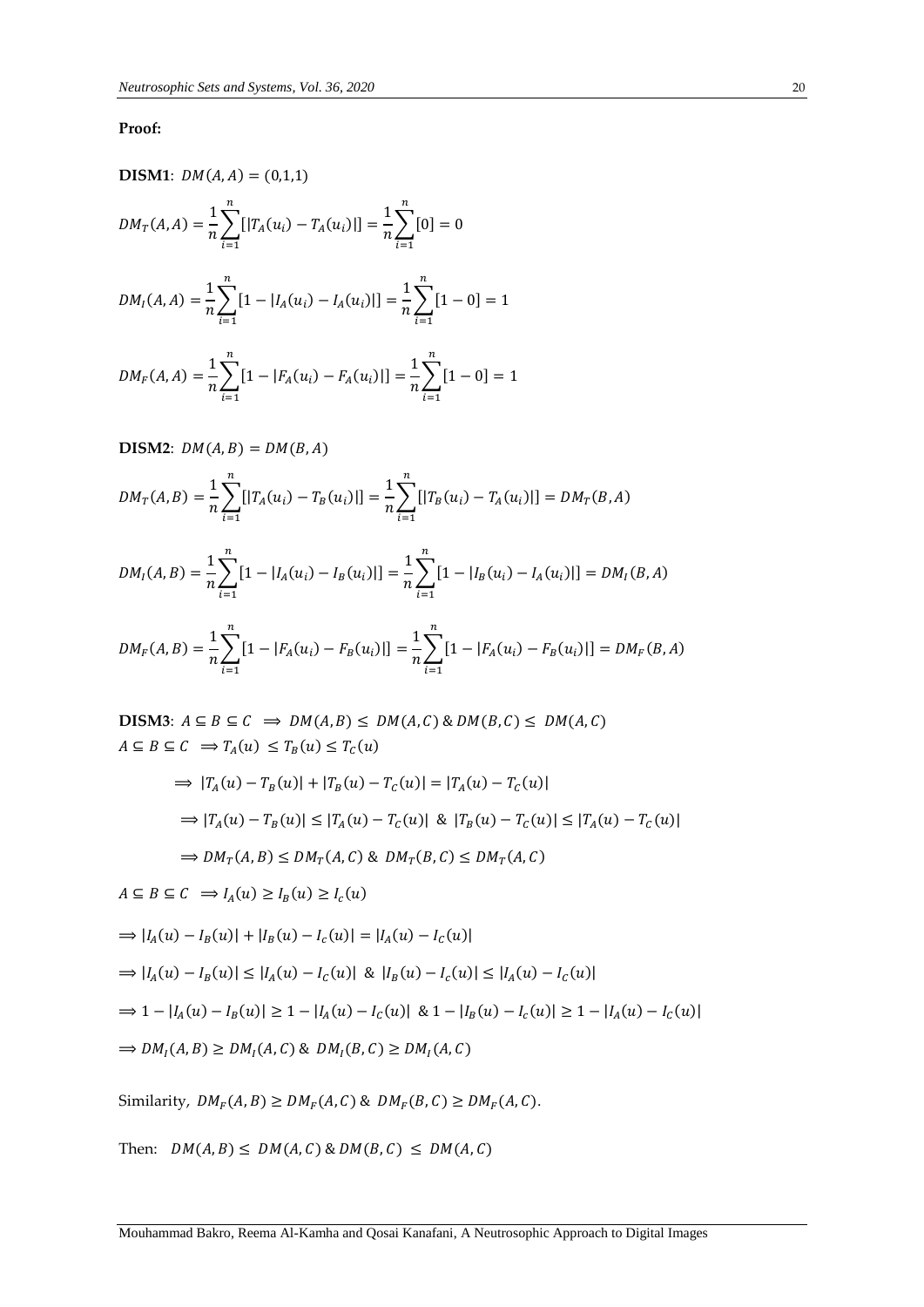**Proof:**

**DISM1**: $DM(A, A) = (0,1,1)$

$$DM_T(A, A) = \frac{1}{n}\sum_{i=1}^{n}[|T_A(u_i) - T_A(u_i)|] = \frac{1}{n}\sum_{i=1}^{n}[0] = 0$$

$$DM_I(A, A) = \frac{1}{n}\sum_{i=1}^{n}[1 - |I_A(u_i) - I_A(u_i)|] = \frac{1}{n}\sum_{i=1}^{n}[1 - 0] = 1$$

$$DM_F(A, A) = \frac{1}{n}\sum_{i=1}^{n}[1 - |F_A(u_i) - F_A(u_i)|] = \frac{1}{n}\sum_{i=1}^{n}[1 - 0] = 1$$

**DISM2**: $DM(A, B) = DM(B, A)$

$$DM_T(A, B) = \frac{1}{n}\sum_{i=1}^{n}[|T_A(u_i) - T_B(u_i)|] = \frac{1}{n}\sum_{i=1}^{n}[|T_B(u_i) - T_A(u_i)|] = DM_T(B, A)$$

$$DM_I(A, B) = \frac{1}{n}\sum_{i=1}^{n}[1 - |I_A(u_i) - I_B(u_i)|] = \frac{1}{n}\sum_{i=1}^{n}[1 - |I_B(u_i) - I_A(u_i)|] = DM_I(B, A)$$

$$DM_F(A, B) = \frac{1}{n}\sum_{i=1}^{n}[1 - |F_A(u_i) - F_B(u_i)|] = \frac{1}{n}\sum_{i=1}^{n}[1 - |F_A(u_i) - F_B(u_i)|] = DM_F(B, A)$$

**DISM3**: $A \subseteq B \subseteq C \implies DM(A, B) \leq DM(A, C) \;\&\; DM(B, C) \leq DM(A, C)$

$A \subseteq B \subseteq C \implies T_A(u) \leq T_B(u) \leq T_C(u)$

$$\implies |T_A(u) - T_B(u)| + |T_B(u) - T_C(u)| = |T_A(u) - T_C(u)|$$

$$\implies |T_A(u) - T_B(u)| \leq |T_A(u) - T_C(u)| \;\&\; |T_B(u) - T_C(u)| \leq |T_A(u) - T_C(u)|$$

$$\implies DM_T(A, B) \leq DM_T(A, C) \;\&\; DM_T(B, C) \leq DM_T(A, C)$$

$A \subseteq B \subseteq C \implies I_A(u) \geq I_B(u) \geq I_c(u)$

$$\implies |I_A(u) - I_B(u)| + |I_B(u) - I_c(u)| = |I_A(u) - I_C(u)|$$

$$\implies |I_A(u) - I_B(u)| \leq |I_A(u) - I_C(u)| \;\&\; |I_B(u) - I_c(u)| \leq |I_A(u) - I_C(u)|$$

$$\implies 1 - |I_A(u) - I_B(u)| \geq 1 - |I_A(u) - I_C(u)| \;\&\; 1 - |I_B(u) - I_c(u)| \geq 1 - |I_A(u) - I_C(u)|$$

$$\implies DM_I(A, B) \geq DM_I(A, C) \;\&\; DM_I(B, C) \geq DM_I(A, C)$$

Similarity, $DM_F(A, B) \geq DM_F(A, C) \;\&\; DM_F(B, C) \geq DM_F(A, C)$.

Then: $DM(A, B) \leq DM(A, C) \;\&\; DM(B, C) \leq DM(A, C)$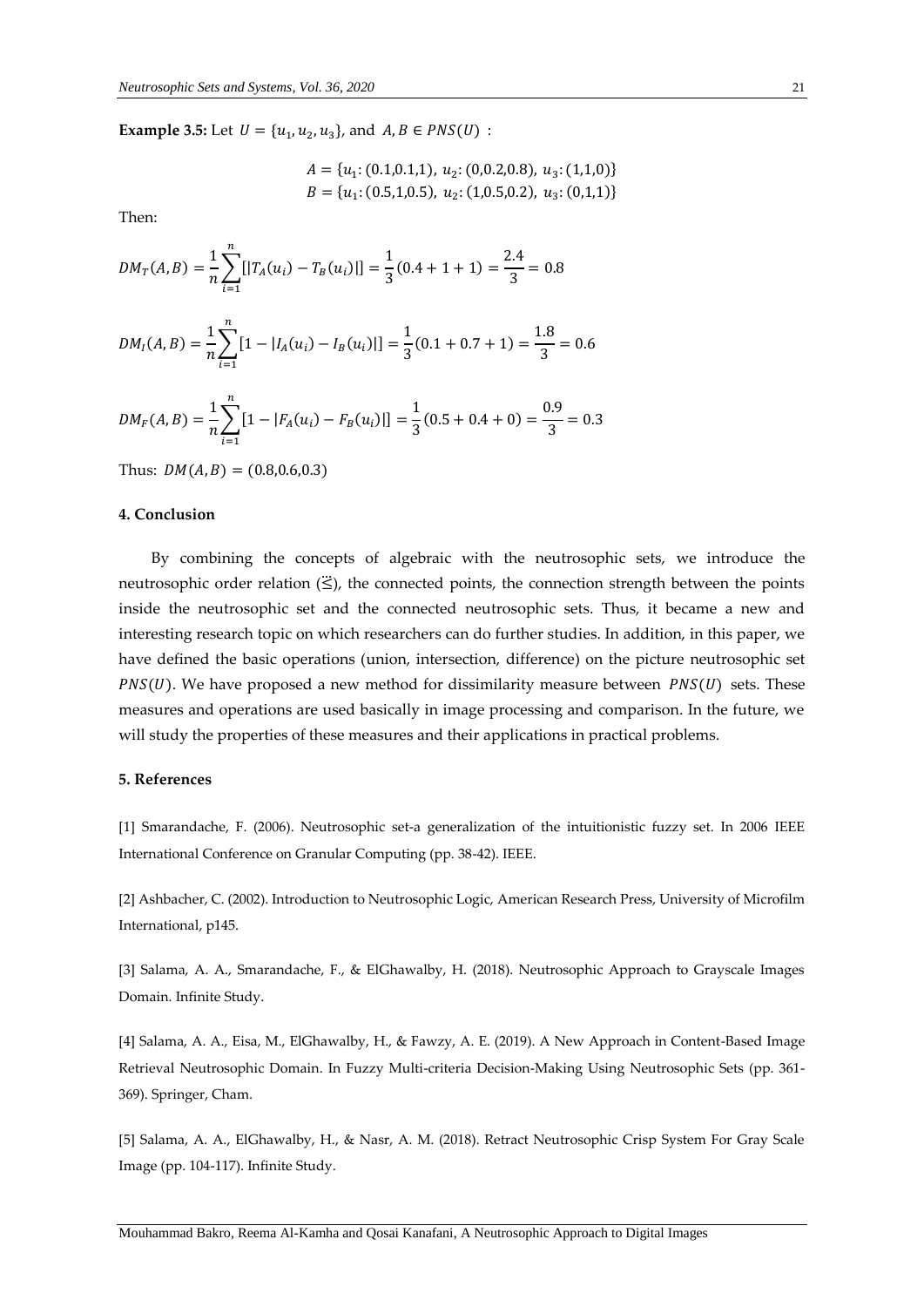**Example 3.5:** Let $U = \{u_1, u_2, u_3\}$, and $A, B \in PNS(U)$ :

$$A = \{u_1: (0.1,0.1,1),\ u_2: (0,0.2,0.8),\ u_3: (1,1,0)\}$$
$$B = \{u_1: (0.5,1,0.5),\ u_2: (1,0.5,0.2),\ u_3: (0,1,1)\}$$

Then:

$$DM_T(A, B) = \frac{1}{n}\sum_{i=1}^{n}[|T_A(u_i) - T_B(u_i)|] = \frac{1}{3}(0.4 + 1 + 1) = \frac{2.4}{3} = 0.8$$

$$DM_I(A, B) = \frac{1}{n}\sum_{i=1}^{n}[1 - |I_A(u_i) - I_B(u_i)|] = \frac{1}{3}(0.1 + 0.7 + 1) = \frac{1.8}{3} = 0.6$$

$$DM_F(A, B) = \frac{1}{n}\sum_{i=1}^{n}[1 - |F_A(u_i) - F_B(u_i)|] = \frac{1}{3}(0.5 + 0.4 + 0) = \frac{0.9}{3} = 0.3$$

Thus: $DM(A, B) = (0.8,0.6,0.3)$

#### 4. Conclusion

By combining the concepts of algebraic with the neutrosophic sets, we introduce the neutrosophic order relation ($\ddot{\preceq}$), the connected points, the connection strength between the points inside the neutrosophic set and the connected neutrosophic sets. Thus, it became a new and interesting research topic on which researchers can do further studies. In addition, in this paper, we have defined the basic operations (union, intersection, difference) on the picture neutrosophic set $PNS(U)$. We have proposed a new method for dissimilarity measure between $PNS(U)$ sets. These measures and operations are used basically in image processing and comparison. In the future, we will study the properties of these measures and their applications in practical problems.

#### 5. References

[1] Smarandache, F. (2006). Neutrosophic set-a generalization of the intuitionistic fuzzy set. In 2006 IEEE International Conference on Granular Computing (pp. 38-42). IEEE.

[2] Ashbacher, C. (2002). Introduction to Neutrosophic Logic, American Research Press, University of Microfilm International, p145.

[3] Salama, A. A., Smarandache, F., & ElGhawalby, H. (2018). Neutrosophic Approach to Grayscale Images Domain. Infinite Study.

[4] Salama, A. A., Eisa, M., ElGhawalby, H., & Fawzy, A. E. (2019). A New Approach in Content-Based Image Retrieval Neutrosophic Domain. In Fuzzy Multi-criteria Decision-Making Using Neutrosophic Sets (pp. 361-369). Springer, Cham.

[5] Salama, A. A., ElGhawalby, H., & Nasr, A. M. (2018). Retract Neutrosophic Crisp System For Gray Scale Image (pp. 104-117). Infinite Study.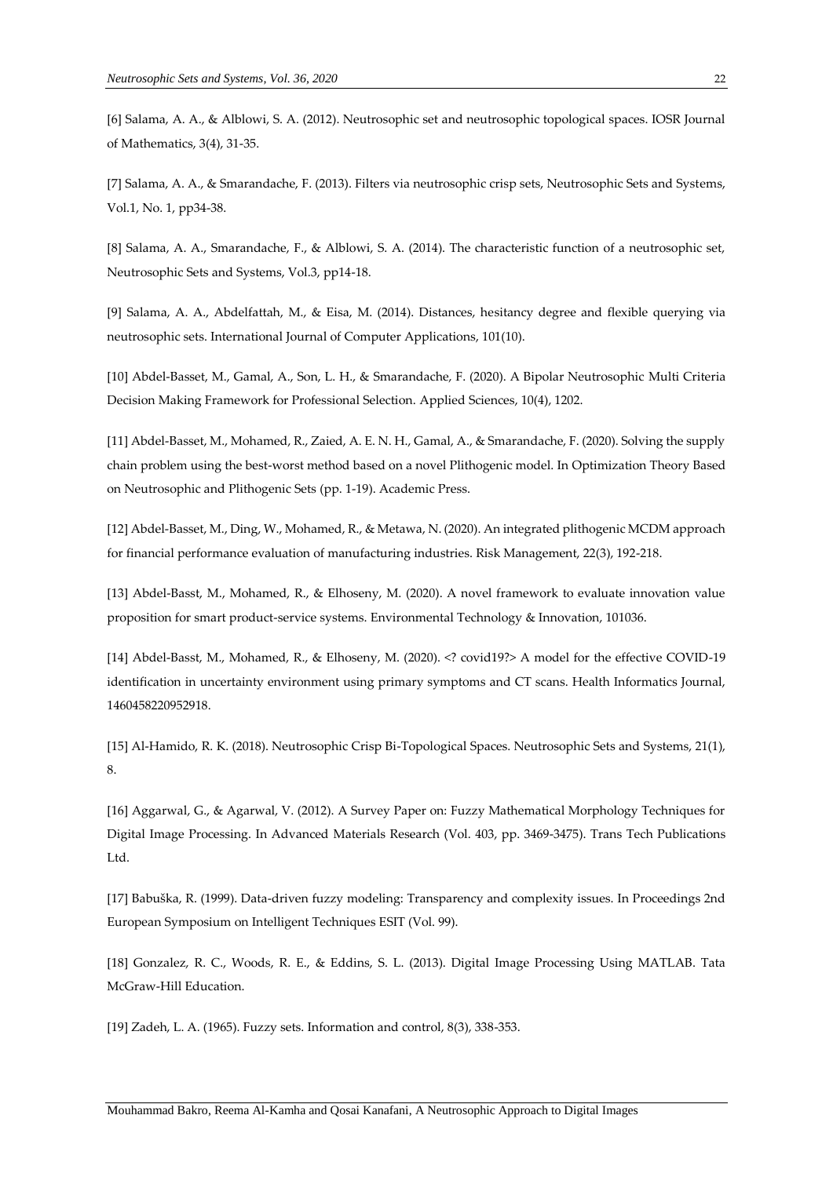[6] Salama, A. A., & Alblowi, S. A. (2012). Neutrosophic set and neutrosophic topological spaces. IOSR Journal of Mathematics, 3(4), 31-35.

[7] Salama, A. A., & Smarandache, F. (2013). Filters via neutrosophic crisp sets, Neutrosophic Sets and Systems, Vol.1, No. 1, pp34-38.

[8] Salama, A. A., Smarandache, F., & Alblowi, S. A. (2014). The characteristic function of a neutrosophic set, Neutrosophic Sets and Systems, Vol.3, pp14-18.

[9] Salama, A. A., Abdelfattah, M., & Eisa, M. (2014). Distances, hesitancy degree and flexible querying via neutrosophic sets. International Journal of Computer Applications, 101(10).

[10] Abdel-Basset, M., Gamal, A., Son, L. H., & Smarandache, F. (2020). A Bipolar Neutrosophic Multi Criteria Decision Making Framework for Professional Selection. Applied Sciences, 10(4), 1202.

[11] Abdel-Basset, M., Mohamed, R., Zaied, A. E. N. H., Gamal, A., & Smarandache, F. (2020). Solving the supply chain problem using the best-worst method based on a novel Plithogenic model. In Optimization Theory Based on Neutrosophic and Plithogenic Sets (pp. 1-19). Academic Press.

[12] Abdel-Basset, M., Ding, W., Mohamed, R., & Metawa, N. (2020). An integrated plithogenic MCDM approach for financial performance evaluation of manufacturing industries. Risk Management, 22(3), 192-218.

[13] Abdel-Basst, M., Mohamed, R., & Elhoseny, M. (2020). A novel framework to evaluate innovation value proposition for smart product-service systems. Environmental Technology & Innovation, 101036.

[14] Abdel-Basst, M., Mohamed, R., & Elhoseny, M. (2020). <? covid19?> A model for the effective COVID-19 identification in uncertainty environment using primary symptoms and CT scans. Health Informatics Journal, 1460458220952918.

[15] Al-Hamido, R. K. (2018). Neutrosophic Crisp Bi-Topological Spaces. Neutrosophic Sets and Systems, 21(1), 8.

[16] Aggarwal, G., & Agarwal, V. (2012). A Survey Paper on: Fuzzy Mathematical Morphology Techniques for Digital Image Processing. In Advanced Materials Research (Vol. 403, pp. 3469-3475). Trans Tech Publications Ltd.

[17] Babuška, R. (1999). Data-driven fuzzy modeling: Transparency and complexity issues. In Proceedings 2nd European Symposium on Intelligent Techniques ESIT (Vol. 99).

[18] Gonzalez, R. C., Woods, R. E., & Eddins, S. L. (2013). Digital Image Processing Using MATLAB. Tata McGraw-Hill Education.

[19] Zadeh, L. A. (1965). Fuzzy sets. Information and control, 8(3), 338-353.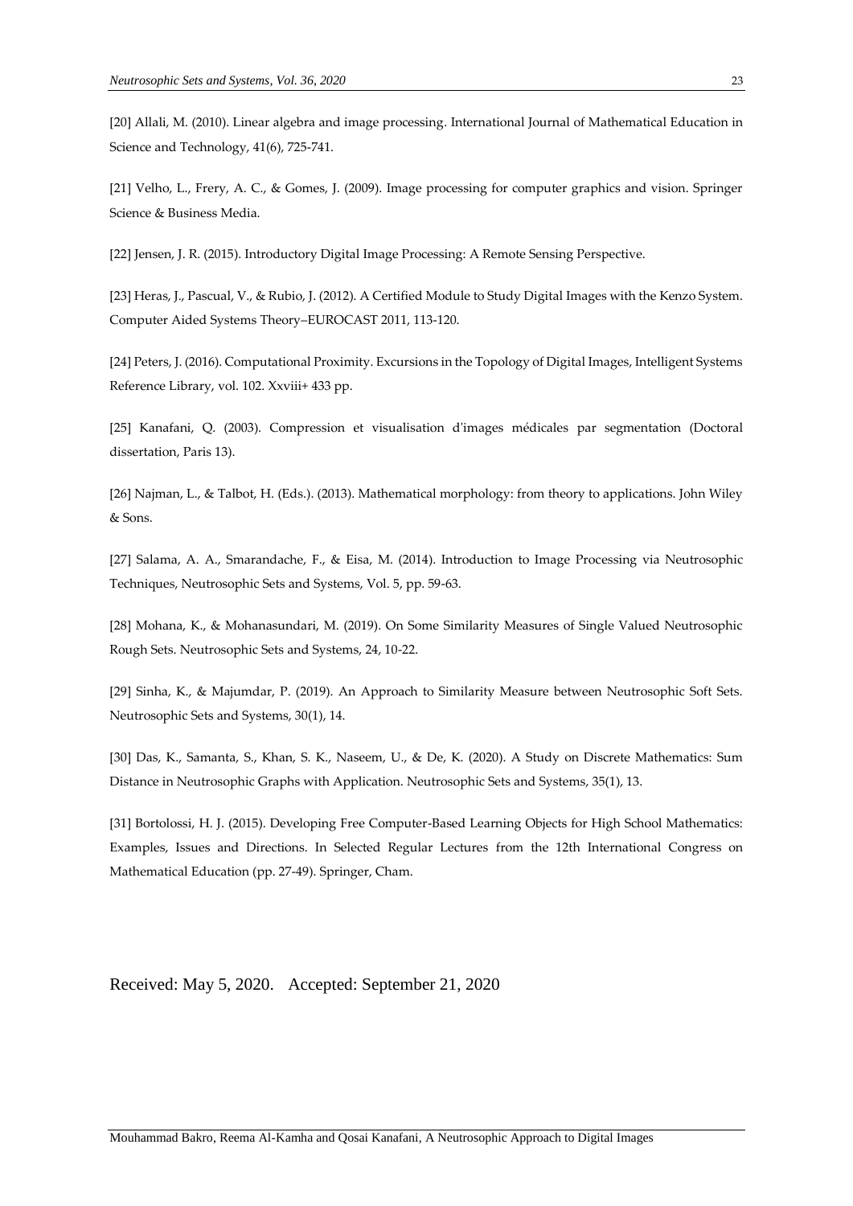[20] Allali, M. (2010). Linear algebra and image processing. International Journal of Mathematical Education in Science and Technology, 41(6), 725-741.

[21] Velho, L., Frery, A. C., & Gomes, J. (2009). Image processing for computer graphics and vision. Springer Science & Business Media.

[22] Jensen, J. R. (2015). Introductory Digital Image Processing: A Remote Sensing Perspective.

[23] Heras, J., Pascual, V., & Rubio, J. (2012). A Certified Module to Study Digital Images with the Kenzo System. Computer Aided Systems Theory–EUROCAST 2011, 113-120.

[24] Peters, J. (2016). Computational Proximity. Excursions in the Topology of Digital Images, Intelligent Systems Reference Library, vol. 102. Xxviii+ 433 pp.

[25] Kanafani, Q. (2003). Compression et visualisation d'images médicales par segmentation (Doctoral dissertation, Paris 13).

[26] Najman, L., & Talbot, H. (Eds.). (2013). Mathematical morphology: from theory to applications. John Wiley & Sons.

[27] Salama, A. A., Smarandache, F., & Eisa, M. (2014). Introduction to Image Processing via Neutrosophic Techniques, Neutrosophic Sets and Systems, Vol. 5, pp. 59-63.

[28] Mohana, K., & Mohanasundari, M. (2019). On Some Similarity Measures of Single Valued Neutrosophic Rough Sets. Neutrosophic Sets and Systems, 24, 10-22.

[29] Sinha, K., & Majumdar, P. (2019). An Approach to Similarity Measure between Neutrosophic Soft Sets. Neutrosophic Sets and Systems, 30(1), 14.

[30] Das, K., Samanta, S., Khan, S. K., Naseem, U., & De, K. (2020). A Study on Discrete Mathematics: Sum Distance in Neutrosophic Graphs with Application. Neutrosophic Sets and Systems, 35(1), 13.

[31] Bortolossi, H. J. (2015). Developing Free Computer-Based Learning Objects for High School Mathematics: Examples, Issues and Directions. In Selected Regular Lectures from the 12th International Congress on Mathematical Education (pp. 27-49). Springer, Cham.

Received: May 5, 2020. Accepted: September 21, 2020